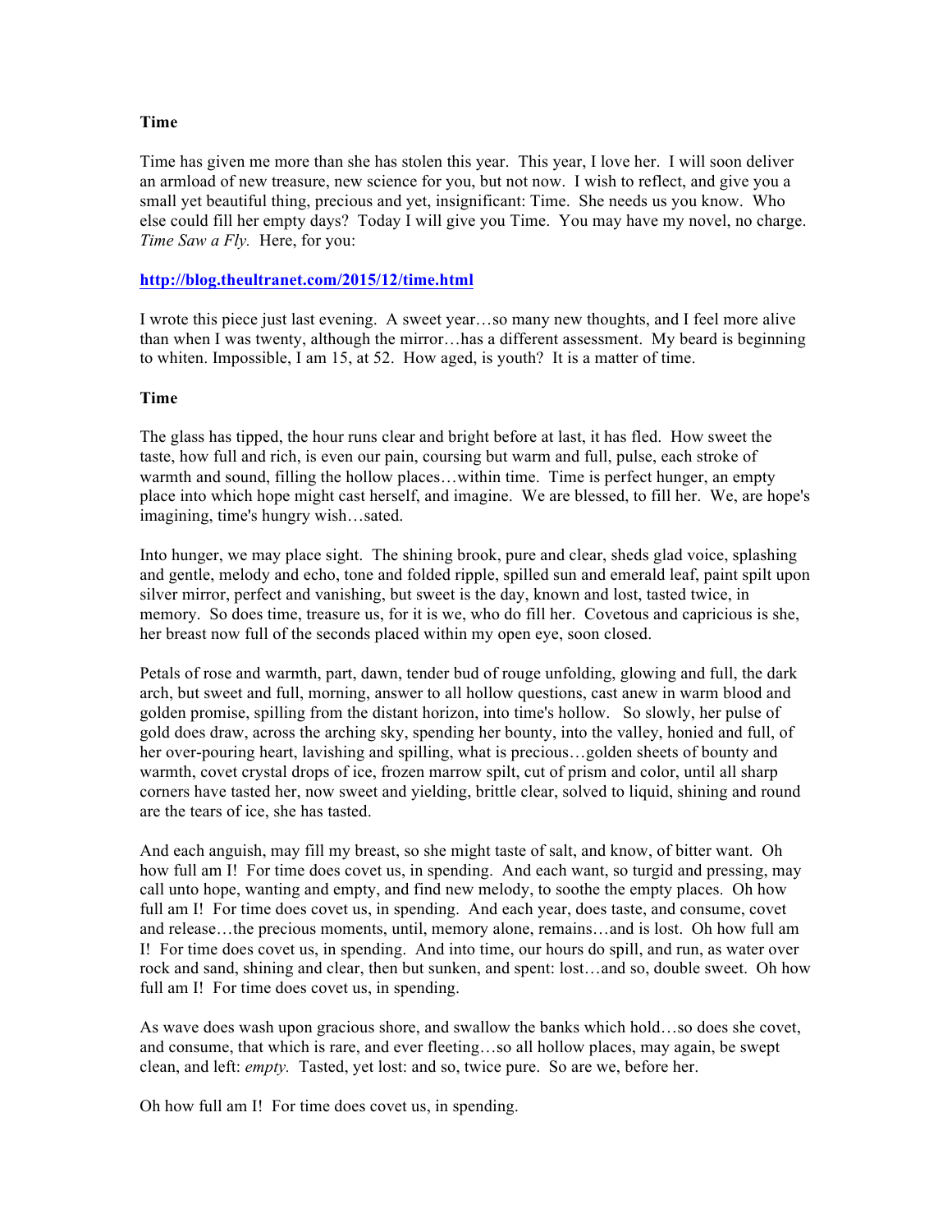**Time**

Time has given me more than she has stolen this year. This year, I love her. I will soon deliver an armload of new treasure, new science for you, but not now. I wish to reflect, and give you a small yet beautiful thing, precious and yet, insignificant: Time. She needs us you know. Who else could fill her empty days? Today I will give you Time. You may have my novel, no charge. *Time Saw a Fly.* Here, for you:

**http://blog.theultranet.com/2015/12/time.html**

I wrote this piece just last evening. A sweet year…so many new thoughts, and I feel more alive than when I was twenty, although the mirror…has a different assessment. My beard is beginning to whiten. Impossible, I am 15, at 52. How aged, is youth? It is a matter of time.

**Time**

The glass has tipped, the hour runs clear and bright before at last, it has fled. How sweet the taste, how full and rich, is even our pain, coursing but warm and full, pulse, each stroke of warmth and sound, filling the hollow places…within time. Time is perfect hunger, an empty place into which hope might cast herself, and imagine. We are blessed, to fill her. We, are hope's imagining, time's hungry wish…sated.

Into hunger, we may place sight. The shining brook, pure and clear, sheds glad voice, splashing and gentle, melody and echo, tone and folded ripple, spilled sun and emerald leaf, paint spilt upon silver mirror, perfect and vanishing, but sweet is the day, known and lost, tasted twice, in memory. So does time, treasure us, for it is we, who do fill her. Covetous and capricious is she, her breast now full of the seconds placed within my open eye, soon closed.

Petals of rose and warmth, part, dawn, tender bud of rouge unfolding, glowing and full, the dark arch, but sweet and full, morning, answer to all hollow questions, cast anew in warm blood and golden promise, spilling from the distant horizon, into time's hollow. So slowly, her pulse of gold does draw, across the arching sky, spending her bounty, into the valley, honied and full, of her over-pouring heart, lavishing and spilling, what is precious…golden sheets of bounty and warmth, covet crystal drops of ice, frozen marrow spilt, cut of prism and color, until all sharp corners have tasted her, now sweet and yielding, brittle clear, solved to liquid, shining and round are the tears of ice, she has tasted.

And each anguish, may fill my breast, so she might taste of salt, and know, of bitter want. Oh how full am I! For time does covet us, in spending. And each want, so turgid and pressing, may call unto hope, wanting and empty, and find new melody, to soothe the empty places. Oh how full am I! For time does covet us, in spending. And each year, does taste, and consume, covet and release…the precious moments, until, memory alone, remains…and is lost. Oh how full am I! For time does covet us, in spending. And into time, our hours do spill, and run, as water over rock and sand, shining and clear, then but sunken, and spent: lost…and so, double sweet. Oh how full am I! For time does covet us, in spending.

As wave does wash upon gracious shore, and swallow the banks which hold…so does she covet, and consume, that which is rare, and ever fleeting…so all hollow places, may again, be swept clean, and left: *empty.* Tasted, yet lost: and so, twice pure. So are we, before her.

Oh how full am I! For time does covet us, in spending.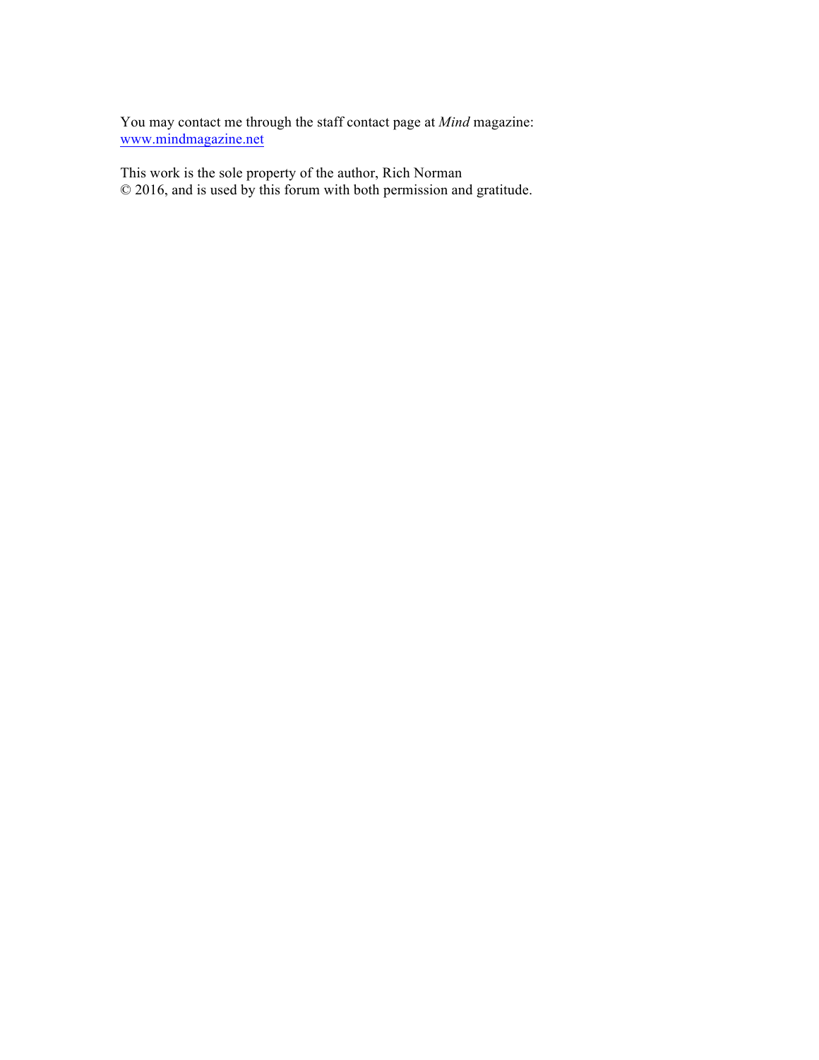You may contact me through the staff contact page at *Mind* magazine:
[www.mindmagazine.net](http://www.mindmagazine.net)

This work is the sole property of the author, Rich Norman
© 2016, and is used by this forum with both permission and gratitude.